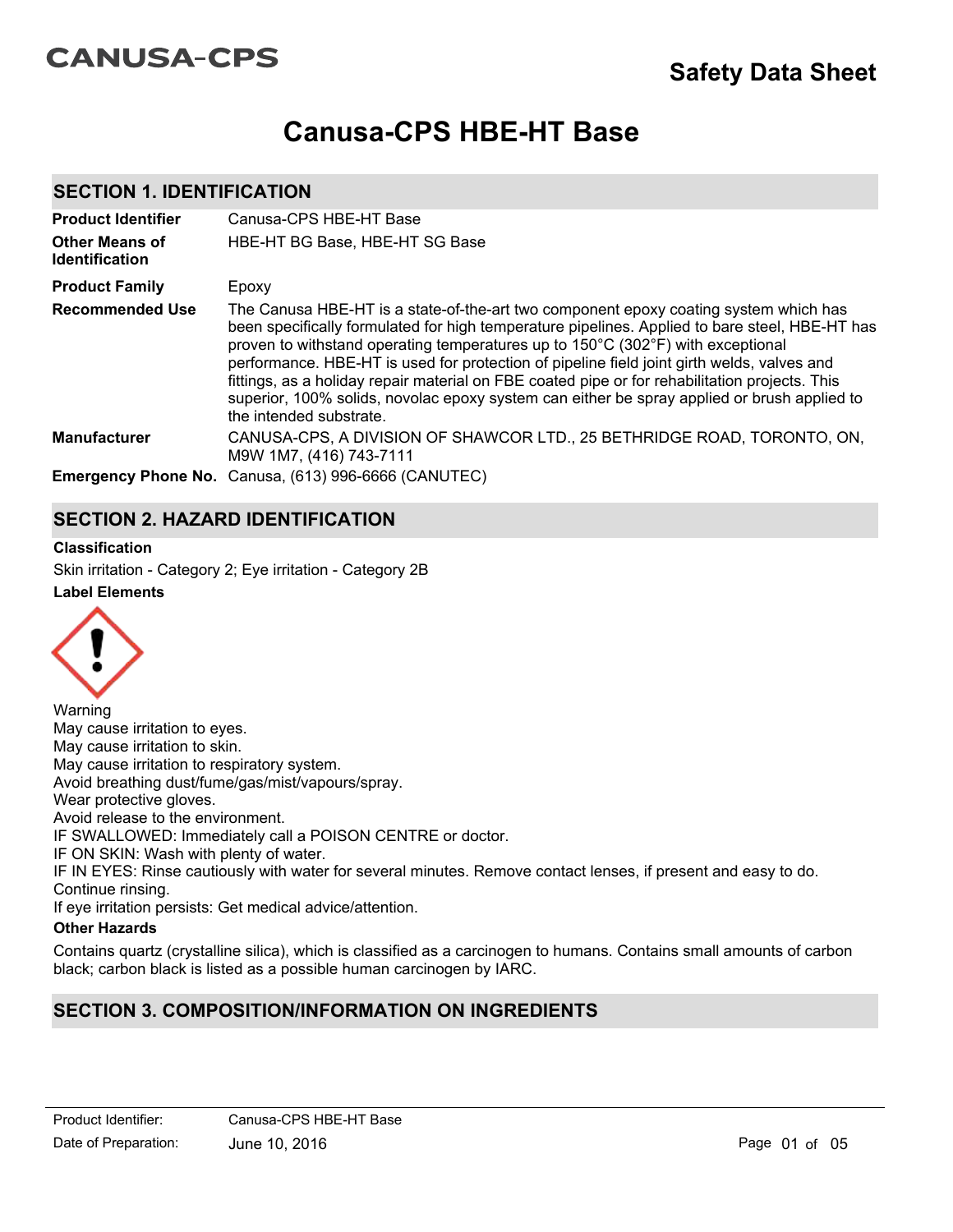CANUSA-CPS

# Safety Data Sheet

# Canusa-CPS HBE-HT Base

## SECTION 1. IDENTIFICATION

| | |
|---|---|
| **Product Identifier** | Canusa-CPS HBE-HT Base |
| **Other Means of Identification** | HBE-HT BG Base, HBE-HT SG Base |
| **Product Family** | Epoxy |
| **Recommended Use** | The Canusa HBE-HT is a state-of-the-art two component epoxy coating system which has been specifically formulated for high temperature pipelines. Applied to bare steel, HBE-HT has proven to withstand operating temperatures up to 150°C (302°F) with exceptional performance. HBE-HT is used for protection of pipeline field joint girth welds, valves and fittings, as a holiday repair material on FBE coated pipe or for rehabilitation projects. This superior, 100% solids, novolac epoxy system can either be spray applied or brush applied to the intended substrate. |
| **Manufacturer** | CANUSA-CPS, A DIVISION OF SHAWCOR LTD., 25 BETHRIDGE ROAD, TORONTO, ON, M9W 1M7, (416) 743-7111 |
| **Emergency Phone No.** | Canusa, (613) 996-6666 (CANUTEC) |

## SECTION 2. HAZARD IDENTIFICATION

### Classification

Skin irritation - Category 2; Eye irritation - Category 2B

### Label Elements

Warning  
May cause irritation to eyes.  
May cause irritation to skin.  
May cause irritation to respiratory system.  
Avoid breathing dust/fume/gas/mist/vapours/spray.  
Wear protective gloves.  
Avoid release to the environment.  
IF SWALLOWED: Immediately call a POISON CENTRE or doctor.  
IF ON SKIN: Wash with plenty of water.  
IF IN EYES: Rinse cautiously with water for several minutes. Remove contact lenses, if present and easy to do. Continue rinsing.  
If eye irritation persists: Get medical advice/attention.

### Other Hazards

Contains quartz (crystalline silica), which is classified as a carcinogen to humans. Contains small amounts of carbon black; carbon black is listed as a possible human carcinogen by IARC.

## SECTION 3. COMPOSITION/INFORMATION ON INGREDIENTS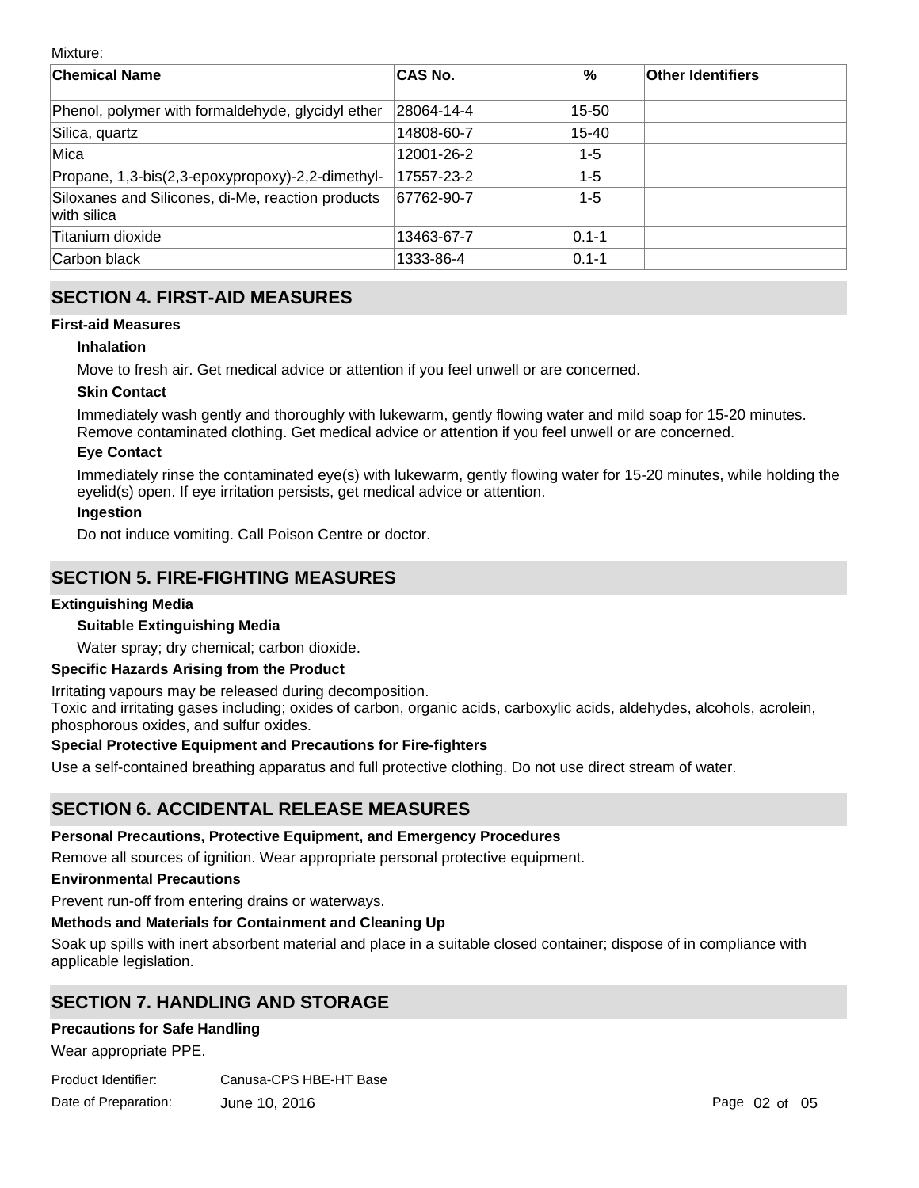Mixture:

| Chemical Name | CAS No. | % | Other Identifiers |
| --- | --- | --- | --- |
| Phenol, polymer with formaldehyde, glycidyl ether | 28064-14-4 | 15-50 | |
| Silica, quartz | 14808-60-7 | 15-40 | |
| Mica | 12001-26-2 | 1-5 | |
| Propane, 1,3-bis(2,3-epoxypropoxy)-2,2-dimethyl- | 17557-23-2 | 1-5 | |
| Siloxanes and Silicones, di-Me, reaction products with silica | 67762-90-7 | 1-5 | |
| Titanium dioxide | 13463-67-7 | 0.1-1 | |
| Carbon black | 1333-86-4 | 0.1-1 | |

## SECTION 4. FIRST-AID MEASURES

### First-aid Measures

**Inhalation**

Move to fresh air. Get medical advice or attention if you feel unwell or are concerned.

**Skin Contact**

Immediately wash gently and thoroughly with lukewarm, gently flowing water and mild soap for 15-20 minutes. Remove contaminated clothing. Get medical advice or attention if you feel unwell or are concerned.

**Eye Contact**

Immediately rinse the contaminated eye(s) with lukewarm, gently flowing water for 15-20 minutes, while holding the eyelid(s) open. If eye irritation persists, get medical advice or attention.

**Ingestion**

Do not induce vomiting. Call Poison Centre or doctor.

## SECTION 5. FIRE-FIGHTING MEASURES

### Extinguishing Media

**Suitable Extinguishing Media**

Water spray; dry chemical; carbon dioxide.

### Specific Hazards Arising from the Product

Irritating vapours may be released during decomposition.
Toxic and irritating gases including; oxides of carbon, organic acids, carboxylic acids, aldehydes, alcohols, acrolein, phosphorous oxides, and sulfur oxides.

### Special Protective Equipment and Precautions for Fire-fighters

Use a self-contained breathing apparatus and full protective clothing. Do not use direct stream of water.

## SECTION 6. ACCIDENTAL RELEASE MEASURES

### Personal Precautions, Protective Equipment, and Emergency Procedures

Remove all sources of ignition. Wear appropriate personal protective equipment.

### Environmental Precautions

Prevent run-off from entering drains or waterways.

### Methods and Materials for Containment and Cleaning Up

Soak up spills with inert absorbent material and place in a suitable closed container; dispose of in compliance with applicable legislation.

## SECTION 7. HANDLING AND STORAGE

### Precautions for Safe Handling

Wear appropriate PPE.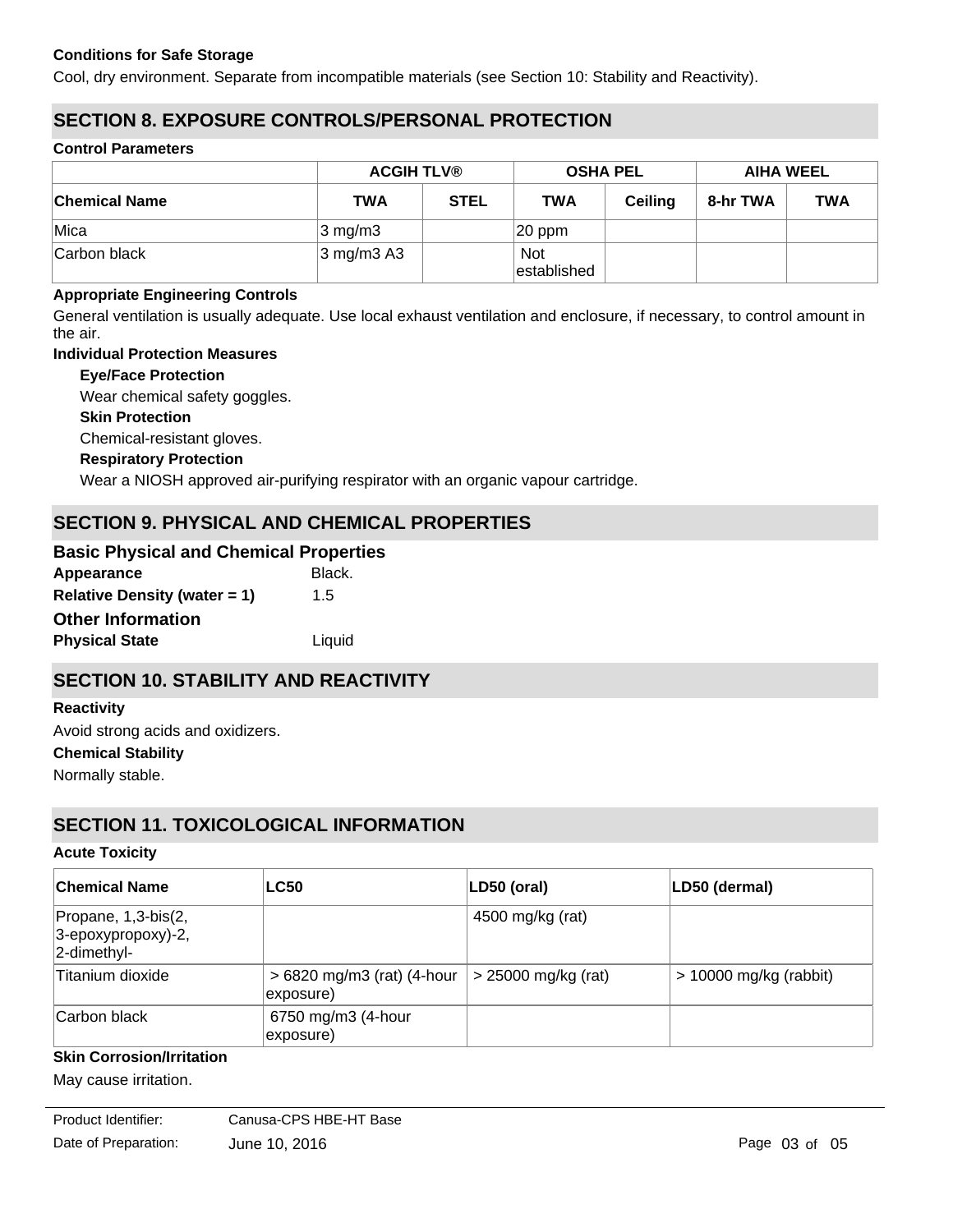**Conditions for Safe Storage**

Cool, dry environment. Separate from incompatible materials (see Section 10: Stability and Reactivity).

## SECTION 8. EXPOSURE CONTROLS/PERSONAL PROTECTION

**Control Parameters**

| | ACGIH TLV® | | OSHA PEL | | AIHA WEEL | |
|---|---|---|---|---|---|---|
| **Chemical Name** | **TWA** | **STEL** | **TWA** | **Ceiling** | **8-hr TWA** | **TWA** |
| Mica | 3 mg/m3 | | 20 ppm | | | |
| Carbon black | 3 mg/m3 A3 | | Not established | | | |

**Appropriate Engineering Controls**

General ventilation is usually adequate. Use local exhaust ventilation and enclosure, if necessary, to control amount in the air.

**Individual Protection Measures**

**Eye/Face Protection**

Wear chemical safety goggles.

**Skin Protection**

Chemical-resistant gloves.

**Respiratory Protection**

Wear a NIOSH approved air-purifying respirator with an organic vapour cartridge.

## SECTION 9. PHYSICAL AND CHEMICAL PROPERTIES

### Basic Physical and Chemical Properties

**Appearance** Black.

**Relative Density (water = 1)** 1.5

### Other Information

**Physical State** Liquid

## SECTION 10. STABILITY AND REACTIVITY

**Reactivity**

Avoid strong acids and oxidizers.

**Chemical Stability**

Normally stable.

## SECTION 11. TOXICOLOGICAL INFORMATION

**Acute Toxicity**

| Chemical Name | LC50 | LD50 (oral) | LD50 (dermal) |
|---|---|---|---|
| Propane, 1,3-bis(2, 3-epoxypropoxy)-2, 2-dimethyl- | | 4500 mg/kg (rat) | |
| Titanium dioxide | > 6820 mg/m3 (rat) (4-hour exposure) | > 25000 mg/kg (rat) | > 10000 mg/kg (rabbit) |
| Carbon black | 6750 mg/m3 (4-hour exposure) | | |

**Skin Corrosion/Irritation**

May cause irritation.

Product Identifier: Canusa-CPS HBE-HT Base

Date of Preparation: June 10, 2016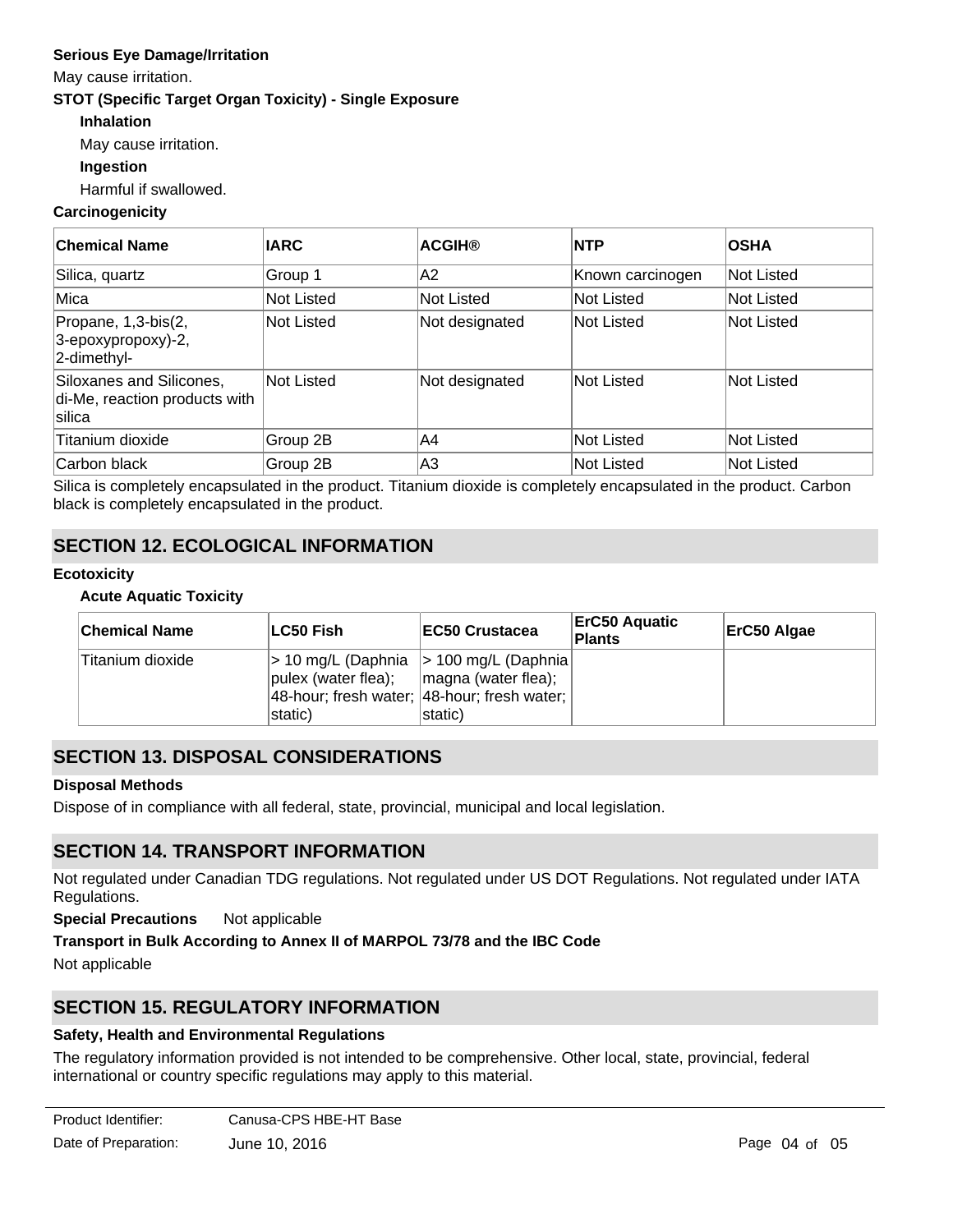**Serious Eye Damage/Irritation**

May cause irritation.

**STOT (Specific Target Organ Toxicity) - Single Exposure**

**Inhalation**

May cause irritation.

**Ingestion**

Harmful if swallowed.

**Carcinogenicity**

| Chemical Name | IARC | ACGIH® | NTP | OSHA |
|---|---|---|---|---|
| Silica, quartz | Group 1 | A2 | Known carcinogen | Not Listed |
| Mica | Not Listed | Not Listed | Not Listed | Not Listed |
| Propane, 1,3-bis(2, 3-epoxypropoxy)-2, 2-dimethyl- | Not Listed | Not designated | Not Listed | Not Listed |
| Siloxanes and Silicones, di-Me, reaction products with silica | Not Listed | Not designated | Not Listed | Not Listed |
| Titanium dioxide | Group 2B | A4 | Not Listed | Not Listed |
| Carbon black | Group 2B | A3 | Not Listed | Not Listed |

Silica is completely encapsulated in the product. Titanium dioxide is completely encapsulated in the product. Carbon black is completely encapsulated in the product.

## SECTION 12. ECOLOGICAL INFORMATION

**Ecotoxicity**

**Acute Aquatic Toxicity**

| Chemical Name | LC50 Fish | EC50 Crustacea | ErC50 Aquatic Plants | ErC50 Algae |
|---|---|---|---|---|
| Titanium dioxide | > 10 mg/L (Daphnia pulex (water flea); 48-hour; fresh water; static) | > 100 mg/L (Daphnia magna (water flea); 48-hour; fresh water; static) | | |

## SECTION 13. DISPOSAL CONSIDERATIONS

**Disposal Methods**

Dispose of in compliance with all federal, state, provincial, municipal and local legislation.

## SECTION 14. TRANSPORT INFORMATION

Not regulated under Canadian TDG regulations. Not regulated under US DOT Regulations. Not regulated under IATA Regulations.

**Special Precautions** Not applicable

**Transport in Bulk According to Annex II of MARPOL 73/78 and the IBC Code**

Not applicable

## SECTION 15. REGULATORY INFORMATION

**Safety, Health and Environmental Regulations**

The regulatory information provided is not intended to be comprehensive. Other local, state, provincial, federal international or country specific regulations may apply to this material.

Product Identifier: Canusa-CPS HBE-HT Base

Date of Preparation: June 10, 2016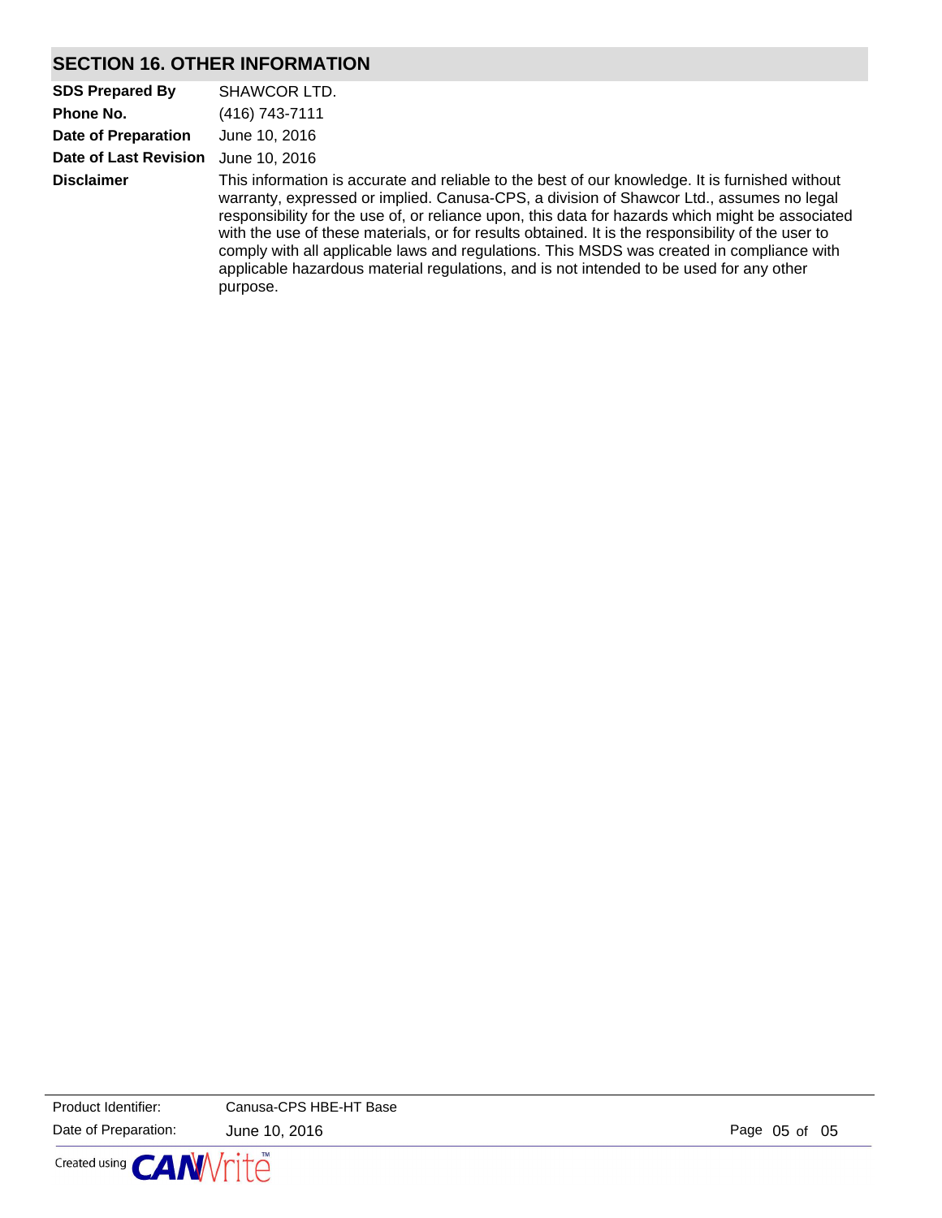## SECTION 16. OTHER INFORMATION

| | |
|---|---|
| **SDS Prepared By** | SHAWCOR LTD. |
| **Phone No.** | (416) 743-7111 |
| **Date of Preparation** | June 10, 2016 |
| **Date of Last Revision** | June 10, 2016 |
| **Disclaimer** | This information is accurate and reliable to the best of our knowledge. It is furnished without warranty, expressed or implied. Canusa-CPS, a division of Shawcor Ltd., assumes no legal responsibility for the use of, or reliance upon, this data for hazards which might be associated with the use of these materials, or for results obtained. It is the responsibility of the user to comply with all applicable laws and regulations. This MSDS was created in compliance with applicable hazardous material regulations, and is not intended to be used for any other purpose. |